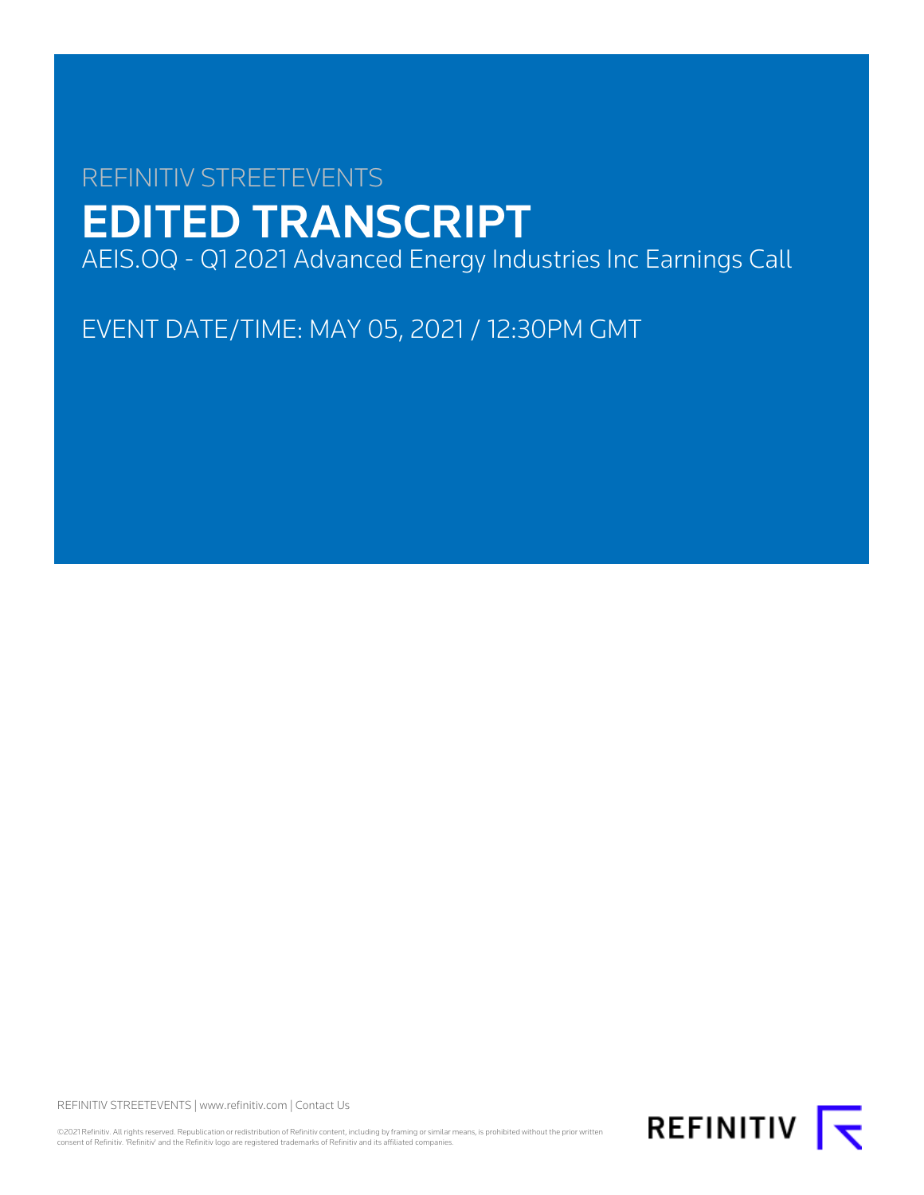REFINITIV STREETEVENTS

# EDITED TRANSCRIPT

AEIS.OQ - Q1 2021 Advanced Energy Industries Inc Earnings Call

EVENT DATE/TIME: MAY 05, 2021 / 12:30PM GMT

REFINITIV STREETEVENTS | www.refinitiv.com | Contact Us

©2021 Refinitiv. All rights reserved. Republication or redistribution of Refinitiv content, including by framing or similar means, is prohibited without the prior written consent of Refinitiv. 'Refinitiv' and the Refinitiv logo are registered trademarks of Refinitiv and its affiliated companies.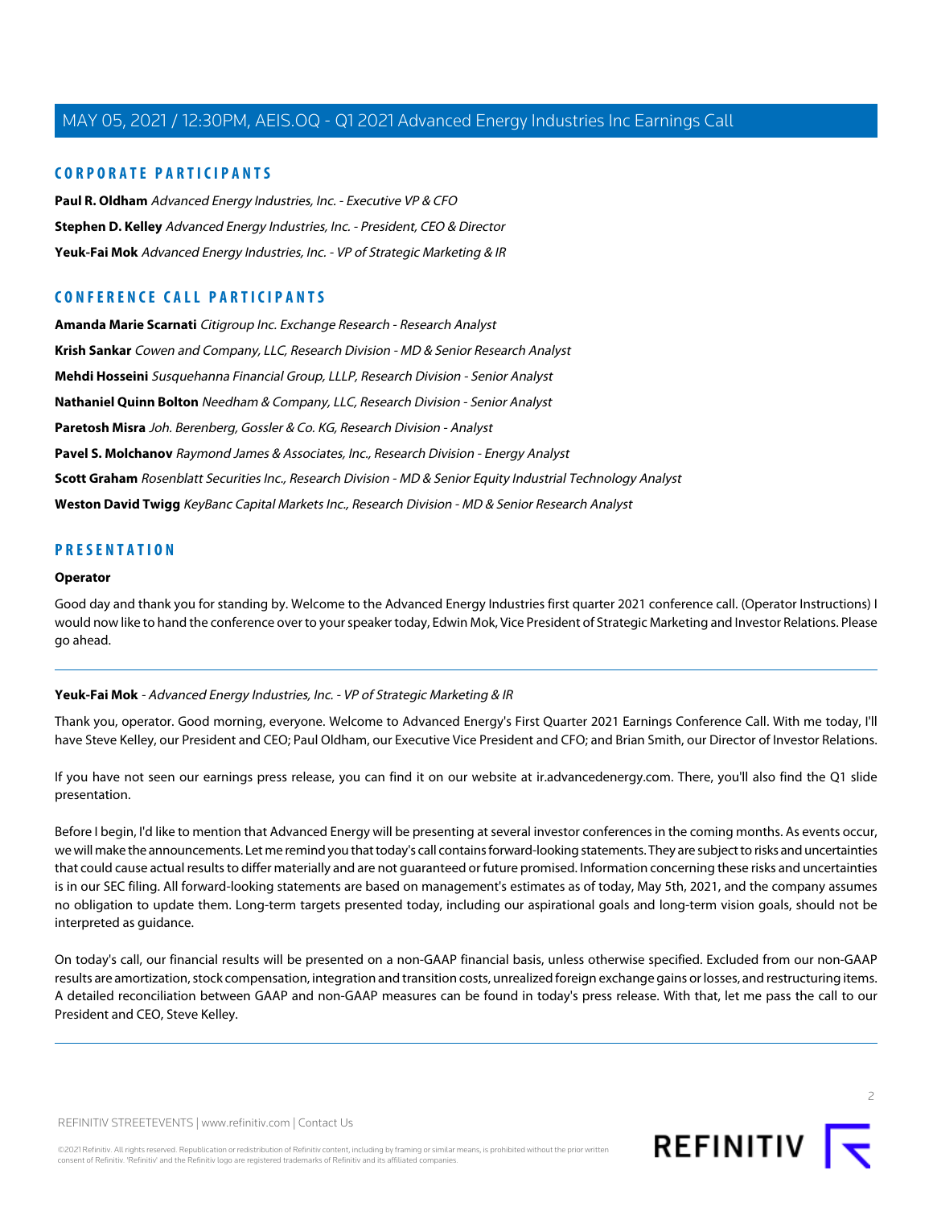## CORPORATE PARTICIPANTS

**Paul R. Oldham** *Advanced Energy Industries, Inc. - Executive VP & CFO*

**Stephen D. Kelley** *Advanced Energy Industries, Inc. - President, CEO & Director*

**Yeuk-Fai Mok** *Advanced Energy Industries, Inc. - VP of Strategic Marketing & IR*

## CONFERENCE CALL PARTICIPANTS

**Amanda Marie Scarnati** *Citigroup Inc. Exchange Research - Research Analyst*

**Krish Sankar** *Cowen and Company, LLC, Research Division - MD & Senior Research Analyst*

**Mehdi Hosseini** *Susquehanna Financial Group, LLLP, Research Division - Senior Analyst*

**Nathaniel Quinn Bolton** *Needham & Company, LLC, Research Division - Senior Analyst*

**Paretosh Misra** *Joh. Berenberg, Gossler & Co. KG, Research Division - Analyst*

**Pavel S. Molchanov** *Raymond James & Associates, Inc., Research Division - Energy Analyst*

**Scott Graham** *Rosenblatt Securities Inc., Research Division - MD & Senior Equity Industrial Technology Analyst*

**Weston David Twigg** *KeyBanc Capital Markets Inc., Research Division - MD & Senior Research Analyst*

## PRESENTATION

**Operator**

Good day and thank you for standing by. Welcome to the Advanced Energy Industries first quarter 2021 conference call. (Operator Instructions) I would now like to hand the conference over to your speaker today, Edwin Mok, Vice President of Strategic Marketing and Investor Relations. Please go ahead.

---

**Yeuk-Fai Mok** - *Advanced Energy Industries, Inc. - VP of Strategic Marketing & IR*

Thank you, operator. Good morning, everyone. Welcome to Advanced Energy's First Quarter 2021 Earnings Conference Call. With me today, I'll have Steve Kelley, our President and CEO; Paul Oldham, our Executive Vice President and CFO; and Brian Smith, our Director of Investor Relations.

If you have not seen our earnings press release, you can find it on our website at ir.advancedenergy.com. There, you'll also find the Q1 slide presentation.

Before I begin, I'd like to mention that Advanced Energy will be presenting at several investor conferences in the coming months. As events occur, we will make the announcements. Let me remind you that today's call contains forward-looking statements. They are subject to risks and uncertainties that could cause actual results to differ materially and are not guaranteed or future promised. Information concerning these risks and uncertainties is in our SEC filing. All forward-looking statements are based on management's estimates as of today, May 5th, 2021, and the company assumes no obligation to update them. Long-term targets presented today, including our aspirational goals and long-term vision goals, should not be interpreted as guidance.

On today's call, our financial results will be presented on a non-GAAP financial basis, unless otherwise specified. Excluded from our non-GAAP results are amortization, stock compensation, integration and transition costs, unrealized foreign exchange gains or losses, and restructuring items. A detailed reconciliation between GAAP and non-GAAP measures can be found in today's press release. With that, let me pass the call to our President and CEO, Steve Kelley.

---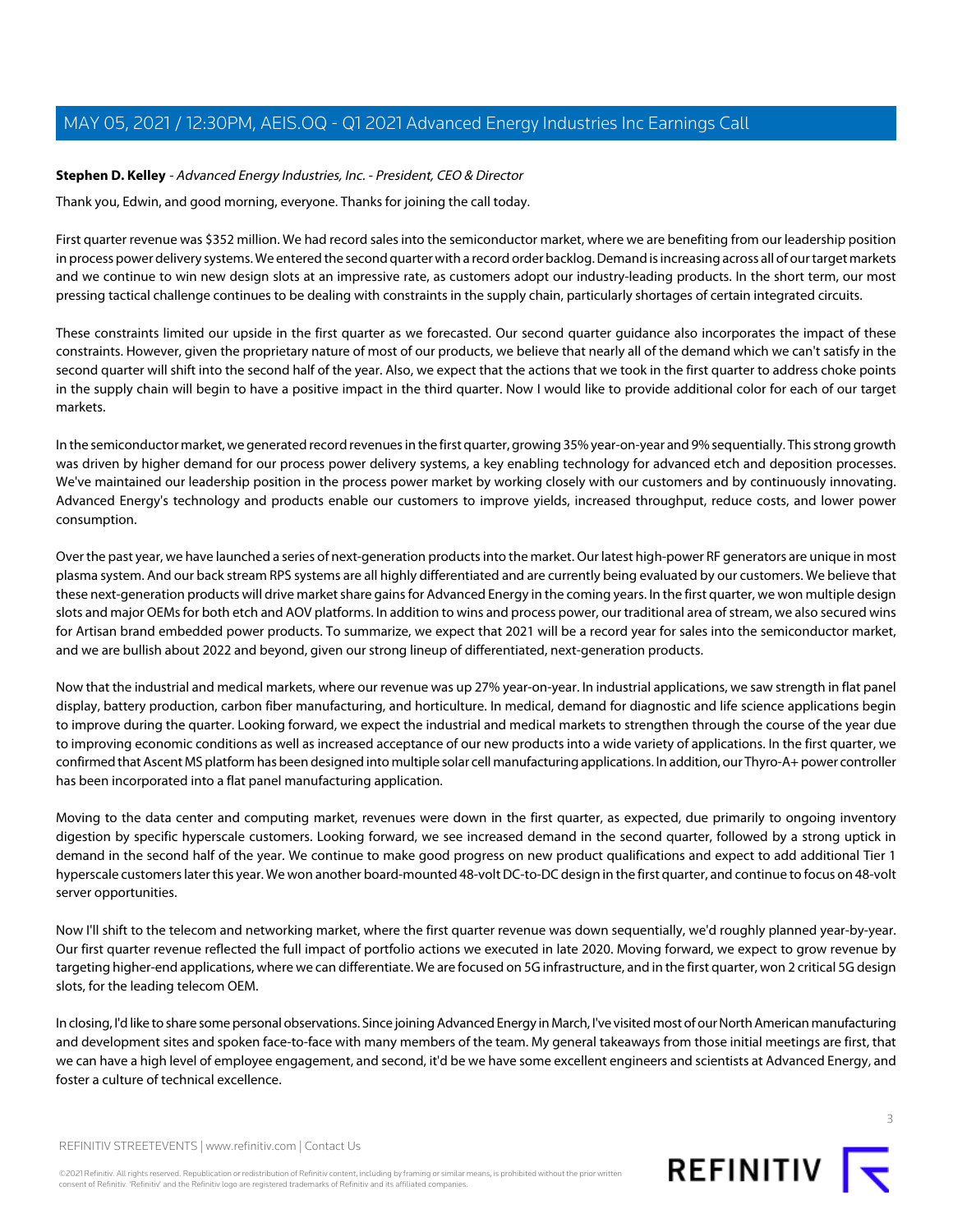**Stephen D. Kelley** - *Advanced Energy Industries, Inc. - President, CEO & Director*

Thank you, Edwin, and good morning, everyone. Thanks for joining the call today.

First quarter revenue was $352 million. We had record sales into the semiconductor market, where we are benefiting from our leadership position in process power delivery systems. We entered the second quarter with a record order backlog. Demand is increasing across all of our target markets and we continue to win new design slots at an impressive rate, as customers adopt our industry-leading products. In the short term, our most pressing tactical challenge continues to be dealing with constraints in the supply chain, particularly shortages of certain integrated circuits.

These constraints limited our upside in the first quarter as we forecasted. Our second quarter guidance also incorporates the impact of these constraints. However, given the proprietary nature of most of our products, we believe that nearly all of the demand which we can't satisfy in the second quarter will shift into the second half of the year. Also, we expect that the actions that we took in the first quarter to address choke points in the supply chain will begin to have a positive impact in the third quarter. Now I would like to provide additional color for each of our target markets.

In the semiconductor market, we generated record revenues in the first quarter, growing 35% year-on-year and 9% sequentially. This strong growth was driven by higher demand for our process power delivery systems, a key enabling technology for advanced etch and deposition processes. We've maintained our leadership position in the process power market by working closely with our customers and by continuously innovating. Advanced Energy's technology and products enable our customers to improve yields, increased throughput, reduce costs, and lower power consumption.

Over the past year, we have launched a series of next-generation products into the market. Our latest high-power RF generators are unique in most plasma system. And our back stream RPS systems are all highly differentiated and are currently being evaluated by our customers. We believe that these next-generation products will drive market share gains for Advanced Energy in the coming years. In the first quarter, we won multiple design slots and major OEMs for both etch and AOV platforms. In addition to wins and process power, our traditional area of stream, we also secured wins for Artisan brand embedded power products. To summarize, we expect that 2021 will be a record year for sales into the semiconductor market, and we are bullish about 2022 and beyond, given our strong lineup of differentiated, next-generation products.

Now that the industrial and medical markets, where our revenue was up 27% year-on-year. In industrial applications, we saw strength in flat panel display, battery production, carbon fiber manufacturing, and horticulture. In medical, demand for diagnostic and life science applications begin to improve during the quarter. Looking forward, we expect the industrial and medical markets to strengthen through the course of the year due to improving economic conditions as well as increased acceptance of our new products into a wide variety of applications. In the first quarter, we confirmed that Ascent MS platform has been designed into multiple solar cell manufacturing applications. In addition, our Thyro-A+ power controller has been incorporated into a flat panel manufacturing application.

Moving to the data center and computing market, revenues were down in the first quarter, as expected, due primarily to ongoing inventory digestion by specific hyperscale customers. Looking forward, we see increased demand in the second quarter, followed by a strong uptick in demand in the second half of the year. We continue to make good progress on new product qualifications and expect to add additional Tier 1 hyperscale customers later this year. We won another board-mounted 48-volt DC-to-DC design in the first quarter, and continue to focus on 48-volt server opportunities.

Now I'll shift to the telecom and networking market, where the first quarter revenue was down sequentially, we'd roughly planned year-by-year. Our first quarter revenue reflected the full impact of portfolio actions we executed in late 2020. Moving forward, we expect to grow revenue by targeting higher-end applications, where we can differentiate. We are focused on 5G infrastructure, and in the first quarter, won 2 critical 5G design slots, for the leading telecom OEM.

In closing, I'd like to share some personal observations. Since joining Advanced Energy in March, I've visited most of our North American manufacturing and development sites and spoken face-to-face with many members of the team. My general takeaways from those initial meetings are first, that we can have a high level of employee engagement, and second, it'd be we have some excellent engineers and scientists at Advanced Energy, and foster a culture of technical excellence.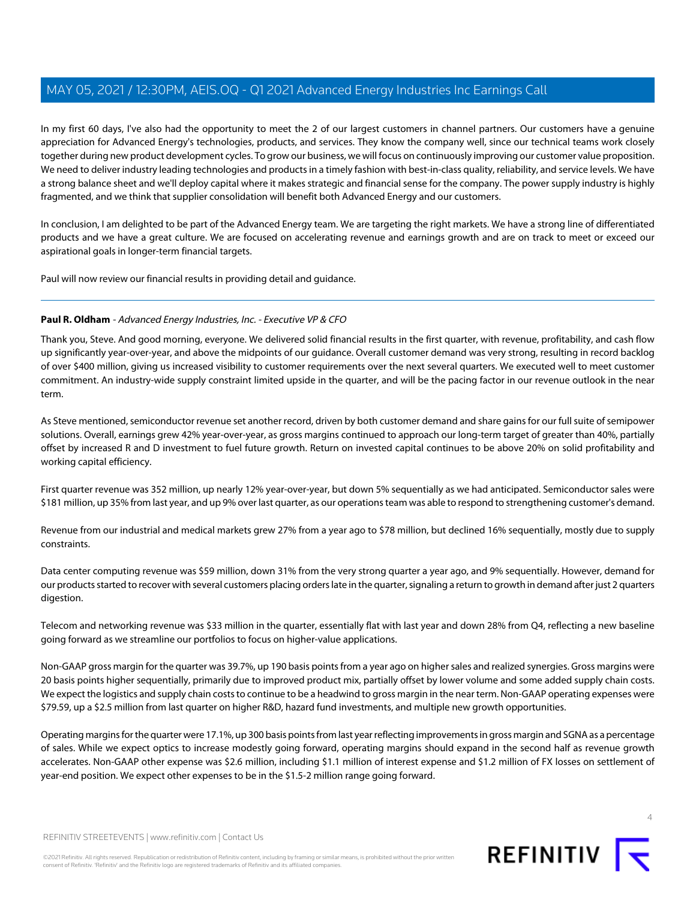In my first 60 days, I've also had the opportunity to meet the 2 of our largest customers in channel partners. Our customers have a genuine appreciation for Advanced Energy's technologies, products, and services. They know the company well, since our technical teams work closely together during new product development cycles. To grow our business, we will focus on continuously improving our customer value proposition. We need to deliver industry leading technologies and products in a timely fashion with best-in-class quality, reliability, and service levels. We have a strong balance sheet and we'll deploy capital where it makes strategic and financial sense for the company. The power supply industry is highly fragmented, and we think that supplier consolidation will benefit both Advanced Energy and our customers.

In conclusion, I am delighted to be part of the Advanced Energy team. We are targeting the right markets. We have a strong line of differentiated products and we have a great culture. We are focused on accelerating revenue and earnings growth and are on track to meet or exceed our aspirational goals in longer-term financial targets.

Paul will now review our financial results in providing detail and guidance.

---

**Paul R. Oldham** - *Advanced Energy Industries, Inc. - Executive VP & CFO*

Thank you, Steve. And good morning, everyone. We delivered solid financial results in the first quarter, with revenue, profitability, and cash flow up significantly year-over-year, and above the midpoints of our guidance. Overall customer demand was very strong, resulting in record backlog of over $400 million, giving us increased visibility to customer requirements over the next several quarters. We executed well to meet customer commitment. An industry-wide supply constraint limited upside in the quarter, and will be the pacing factor in our revenue outlook in the near term.

As Steve mentioned, semiconductor revenue set another record, driven by both customer demand and share gains for our full suite of semipower solutions. Overall, earnings grew 42% year-over-year, as gross margins continued to approach our long-term target of greater than 40%, partially offset by increased R and D investment to fuel future growth. Return on invested capital continues to be above 20% on solid profitability and working capital efficiency.

First quarter revenue was 352 million, up nearly 12% year-over-year, but down 5% sequentially as we had anticipated. Semiconductor sales were $181 million, up 35% from last year, and up 9% over last quarter, as our operations team was able to respond to strengthening customer's demand.

Revenue from our industrial and medical markets grew 27% from a year ago to $78 million, but declined 16% sequentially, mostly due to supply constraints.

Data center computing revenue was $59 million, down 31% from the very strong quarter a year ago, and 9% sequentially. However, demand for our products started to recover with several customers placing orders late in the quarter, signaling a return to growth in demand after just 2 quarters digestion.

Telecom and networking revenue was $33 million in the quarter, essentially flat with last year and down 28% from Q4, reflecting a new baseline going forward as we streamline our portfolios to focus on higher-value applications.

Non-GAAP gross margin for the quarter was 39.7%, up 190 basis points from a year ago on higher sales and realized synergies. Gross margins were 20 basis points higher sequentially, primarily due to improved product mix, partially offset by lower volume and some added supply chain costs. We expect the logistics and supply chain costs to continue to be a headwind to gross margin in the near term. Non-GAAP operating expenses were $79.59, up a $2.5 million from last quarter on higher R&D, hazard fund investments, and multiple new growth opportunities.

Operating margins for the quarter were 17.1%, up 300 basis points from last year reflecting improvements in gross margin and SGNA as a percentage of sales. While we expect optics to increase modestly going forward, operating margins should expand in the second half as revenue growth accelerates. Non-GAAP other expense was $2.6 million, including $1.1 million of interest expense and $1.2 million of FX losses on settlement of year-end position. We expect other expenses to be in the $1.5-2 million range going forward.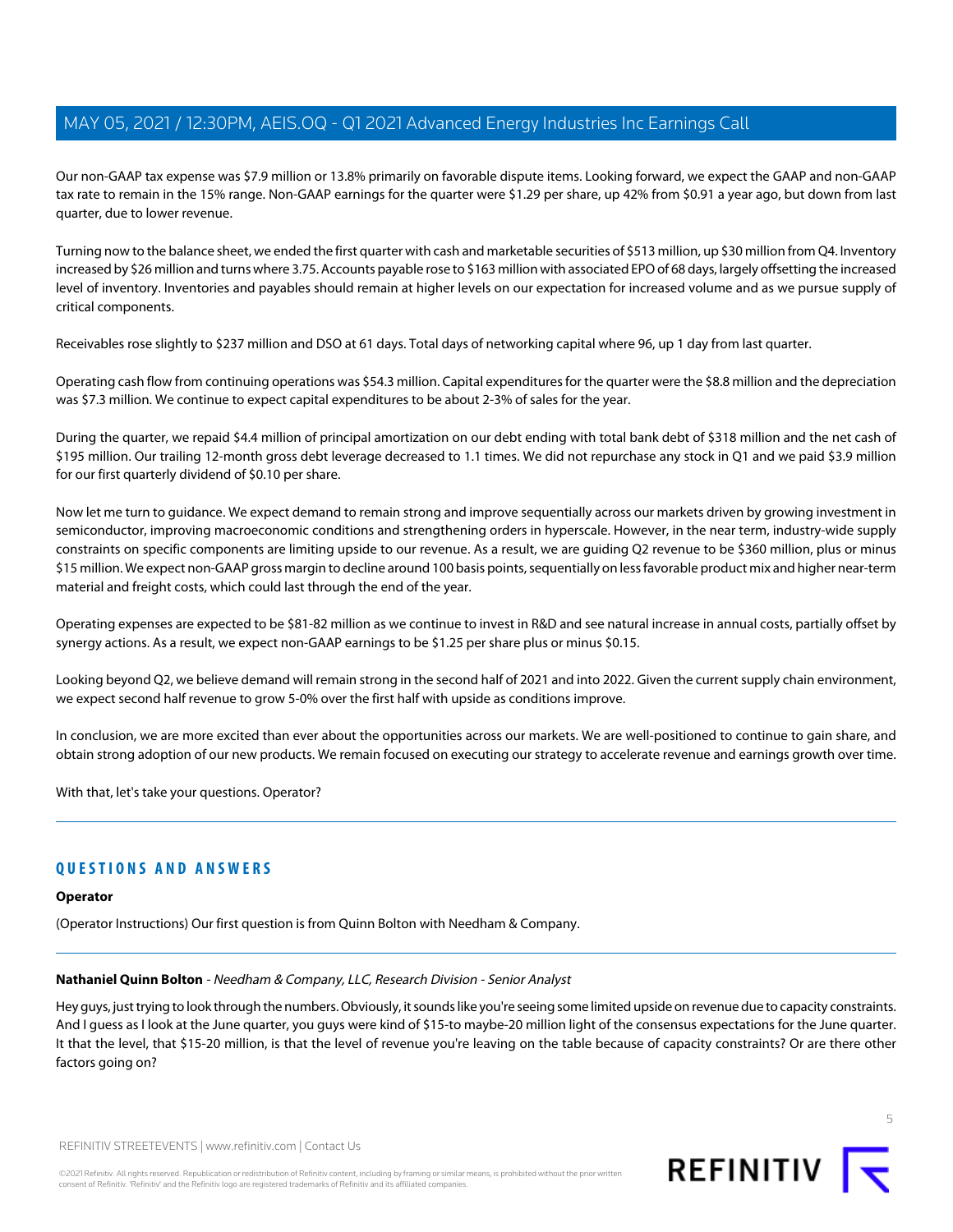Our non-GAAP tax expense was $7.9 million or 13.8% primarily on favorable dispute items. Looking forward, we expect the GAAP and non-GAAP tax rate to remain in the 15% range. Non-GAAP earnings for the quarter were $1.29 per share, up 42% from $0.91 a year ago, but down from last quarter, due to lower revenue.

Turning now to the balance sheet, we ended the first quarter with cash and marketable securities of $513 million, up $30 million from Q4. Inventory increased by $26 million and turns where 3.75. Accounts payable rose to $163 million with associated EPO of 68 days, largely offsetting the increased level of inventory. Inventories and payables should remain at higher levels on our expectation for increased volume and as we pursue supply of critical components.

Receivables rose slightly to $237 million and DSO at 61 days. Total days of networking capital where 96, up 1 day from last quarter.

Operating cash flow from continuing operations was $54.3 million. Capital expenditures for the quarter were the $8.8 million and the depreciation was $7.3 million. We continue to expect capital expenditures to be about 2-3% of sales for the year.

During the quarter, we repaid $4.4 million of principal amortization on our debt ending with total bank debt of $318 million and the net cash of $195 million. Our trailing 12-month gross debt leverage decreased to 1.1 times. We did not repurchase any stock in Q1 and we paid $3.9 million for our first quarterly dividend of $0.10 per share.

Now let me turn to guidance. We expect demand to remain strong and improve sequentially across our markets driven by growing investment in semiconductor, improving macroeconomic conditions and strengthening orders in hyperscale. However, in the near term, industry-wide supply constraints on specific components are limiting upside to our revenue. As a result, we are guiding Q2 revenue to be $360 million, plus or minus $15 million. We expect non-GAAP gross margin to decline around 100 basis points, sequentially on less favorable product mix and higher near-term material and freight costs, which could last through the end of the year.

Operating expenses are expected to be $81-82 million as we continue to invest in R&D and see natural increase in annual costs, partially offset by synergy actions. As a result, we expect non-GAAP earnings to be $1.25 per share plus or minus $0.15.

Looking beyond Q2, we believe demand will remain strong in the second half of 2021 and into 2022. Given the current supply chain environment, we expect second half revenue to grow 5-0% over the first half with upside as conditions improve.

In conclusion, we are more excited than ever about the opportunities across our markets. We are well-positioned to continue to gain share, and obtain strong adoption of our new products. We remain focused on executing our strategy to accelerate revenue and earnings growth over time.

With that, let's take your questions. Operator?

## QUESTIONS AND ANSWERS

**Operator**

(Operator Instructions) Our first question is from Quinn Bolton with Needham & Company.

**Nathaniel Quinn Bolton** - *Needham & Company, LLC, Research Division - Senior Analyst*

Hey guys, just trying to look through the numbers. Obviously, it sounds like you're seeing some limited upside on revenue due to capacity constraints. And I guess as I look at the June quarter, you guys were kind of $15-to maybe-20 million light of the consensus expectations for the June quarter. It that the level, that $15-20 million, is that the level of revenue you're leaving on the table because of capacity constraints? Or are there other factors going on?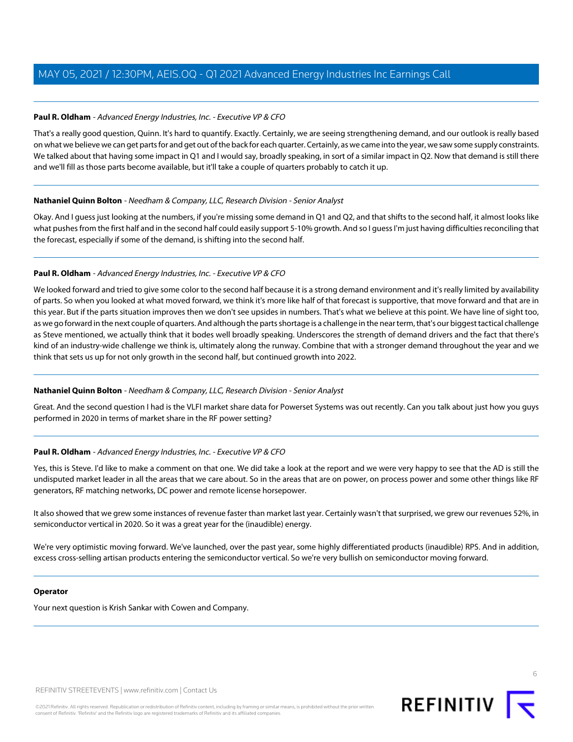**Paul R. Oldham** - *Advanced Energy Industries, Inc. - Executive VP & CFO*

That's a really good question, Quinn. It's hard to quantify. Exactly. Certainly, we are seeing strengthening demand, and our outlook is really based on what we believe we can get parts for and get out of the back for each quarter. Certainly, as we came into the year, we saw some supply constraints. We talked about that having some impact in Q1 and I would say, broadly speaking, in sort of a similar impact in Q2. Now that demand is still there and we'll fill as those parts become available, but it'll take a couple of quarters probably to catch it up.

---

**Nathaniel Quinn Bolton** - *Needham & Company, LLC, Research Division - Senior Analyst*

Okay. And I guess just looking at the numbers, if you're missing some demand in Q1 and Q2, and that shifts to the second half, it almost looks like what pushes from the first half and in the second half could easily support 5-10% growth. And so I guess I'm just having difficulties reconciling that the forecast, especially if some of the demand, is shifting into the second half.

---

**Paul R. Oldham** - *Advanced Energy Industries, Inc. - Executive VP & CFO*

We looked forward and tried to give some color to the second half because it is a strong demand environment and it's really limited by availability of parts. So when you looked at what moved forward, we think it's more like half of that forecast is supportive, that move forward and that are in this year. But if the parts situation improves then we don't see upsides in numbers. That's what we believe at this point. We have line of sight too, as we go forward in the next couple of quarters. And although the parts shortage is a challenge in the near term, that's our biggest tactical challenge as Steve mentioned, we actually think that it bodes well broadly speaking. Underscores the strength of demand drivers and the fact that there's kind of an industry-wide challenge we think is, ultimately along the runway. Combine that with a stronger demand throughout the year and we think that sets us up for not only growth in the second half, but continued growth into 2022.

---

**Nathaniel Quinn Bolton** - *Needham & Company, LLC, Research Division - Senior Analyst*

Great. And the second question I had is the VLFI market share data for Powerset Systems was out recently. Can you talk about just how you guys performed in 2020 in terms of market share in the RF power setting?

---

**Paul R. Oldham** - *Advanced Energy Industries, Inc. - Executive VP & CFO*

Yes, this is Steve. I'd like to make a comment on that one. We did take a look at the report and we were very happy to see that the AD is still the undisputed market leader in all the areas that we care about. So in the areas that are on power, on process power and some other things like RF generators, RF matching networks, DC power and remote license horsepower.

It also showed that we grew some instances of revenue faster than market last year. Certainly wasn't that surprised, we grew our revenues 52%, in semiconductor vertical in 2020. So it was a great year for the (inaudible) energy.

We're very optimistic moving forward. We've launched, over the past year, some highly differentiated products (inaudible) RPS. And in addition, excess cross-selling artisan products entering the semiconductor vertical. So we're very bullish on semiconductor moving forward.

---

**Operator**

Your next question is Krish Sankar with Cowen and Company.

---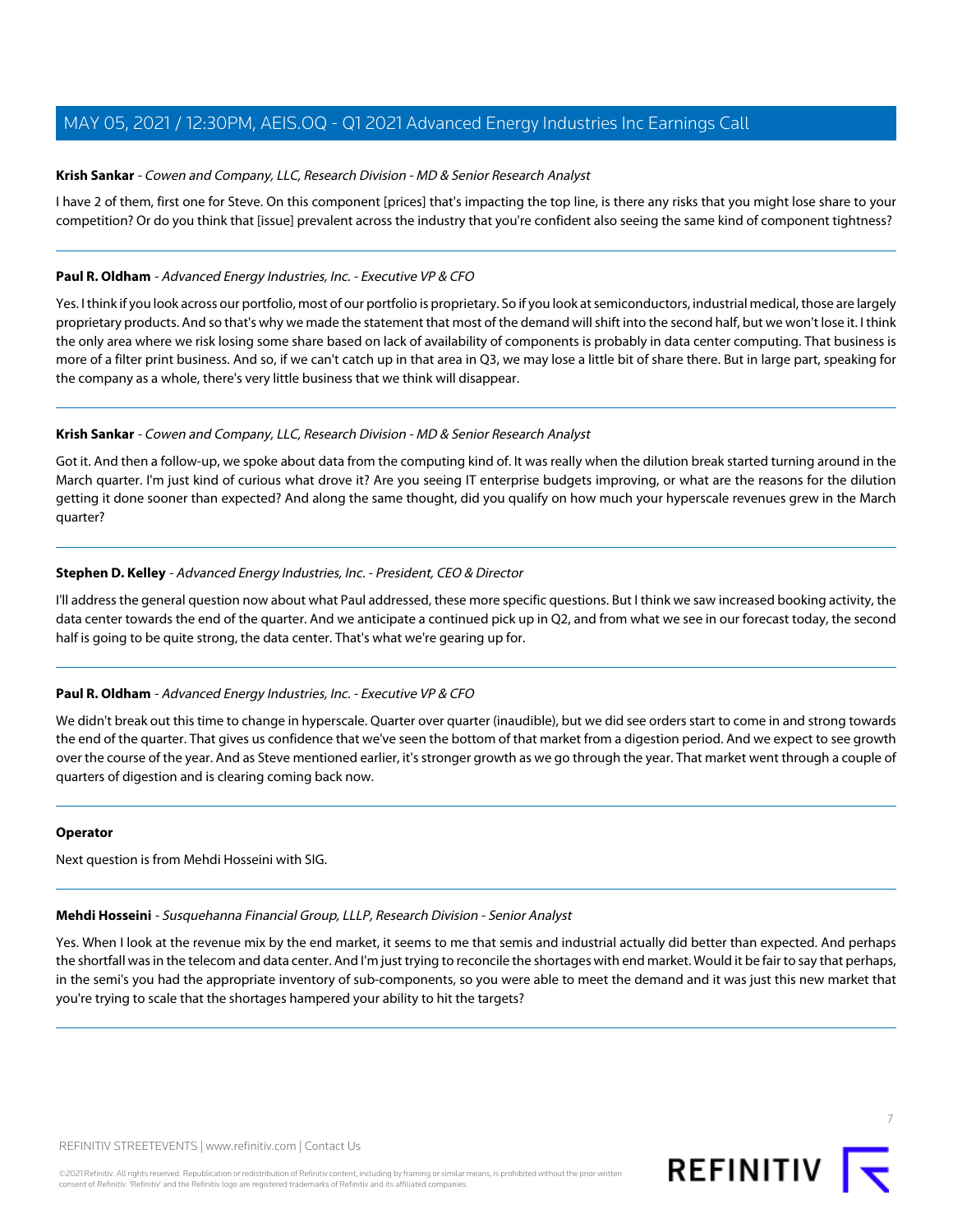**Krish Sankar** - *Cowen and Company, LLC, Research Division - MD & Senior Research Analyst*

I have 2 of them, first one for Steve. On this component [prices] that's impacting the top line, is there any risks that you might lose share to your competition? Or do you think that [issue] prevalent across the industry that you're confident also seeing the same kind of component tightness?

---

**Paul R. Oldham** - *Advanced Energy Industries, Inc. - Executive VP & CFO*

Yes. I think if you look across our portfolio, most of our portfolio is proprietary. So if you look at semiconductors, industrial medical, those are largely proprietary products. And so that's why we made the statement that most of the demand will shift into the second half, but we won't lose it. I think the only area where we risk losing some share based on lack of availability of components is probably in data center computing. That business is more of a filter print business. And so, if we can't catch up in that area in Q3, we may lose a little bit of share there. But in large part, speaking for the company as a whole, there's very little business that we think will disappear.

---

**Krish Sankar** - *Cowen and Company, LLC, Research Division - MD & Senior Research Analyst*

Got it. And then a follow-up, we spoke about data from the computing kind of. It was really when the dilution break started turning around in the March quarter. I'm just kind of curious what drove it? Are you seeing IT enterprise budgets improving, or what are the reasons for the dilution getting it done sooner than expected? And along the same thought, did you qualify on how much your hyperscale revenues grew in the March quarter?

---

**Stephen D. Kelley** - *Advanced Energy Industries, Inc. - President, CEO & Director*

I'll address the general question now about what Paul addressed, these more specific questions. But I think we saw increased booking activity, the data center towards the end of the quarter. And we anticipate a continued pick up in Q2, and from what we see in our forecast today, the second half is going to be quite strong, the data center. That's what we're gearing up for.

---

**Paul R. Oldham** - *Advanced Energy Industries, Inc. - Executive VP & CFO*

We didn't break out this time to change in hyperscale. Quarter over quarter (inaudible), but we did see orders start to come in and strong towards the end of the quarter. That gives us confidence that we've seen the bottom of that market from a digestion period. And we expect to see growth over the course of the year. And as Steve mentioned earlier, it's stronger growth as we go through the year. That market went through a couple of quarters of digestion and is clearing coming back now.

---

**Operator**

Next question is from Mehdi Hosseini with SIG.

---

**Mehdi Hosseini** - *Susquehanna Financial Group, LLLP, Research Division - Senior Analyst*

Yes. When I look at the revenue mix by the end market, it seems to me that semis and industrial actually did better than expected. And perhaps the shortfall was in the telecom and data center. And I'm just trying to reconcile the shortages with end market. Would it be fair to say that perhaps, in the semi's you had the appropriate inventory of sub-components, so you were able to meet the demand and it was just this new market that you're trying to scale that the shortages hampered your ability to hit the targets?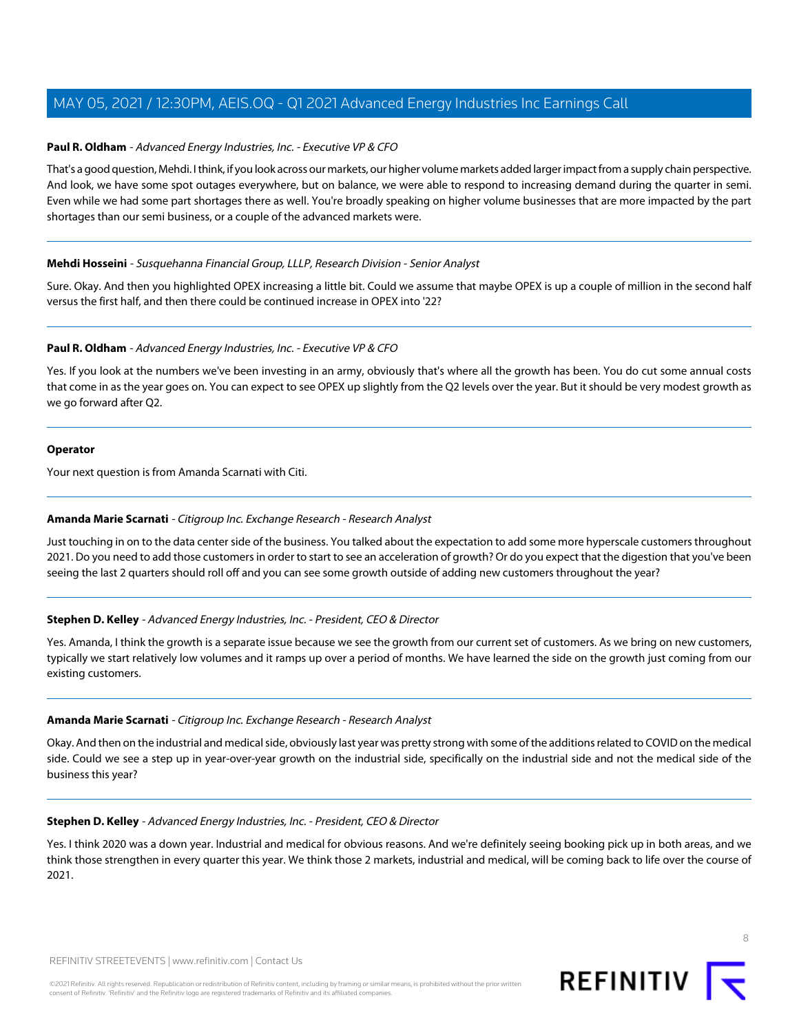**Paul R. Oldham** - *Advanced Energy Industries, Inc. - Executive VP & CFO*

That's a good question, Mehdi. I think, if you look across our markets, our higher volume markets added larger impact from a supply chain perspective. And look, we have some spot outages everywhere, but on balance, we were able to respond to increasing demand during the quarter in semi. Even while we had some part shortages there as well. You're broadly speaking on higher volume businesses that are more impacted by the part shortages than our semi business, or a couple of the advanced markets were.

---

**Mehdi Hosseini** - *Susquehanna Financial Group, LLLP, Research Division - Senior Analyst*

Sure. Okay. And then you highlighted OPEX increasing a little bit. Could we assume that maybe OPEX is up a couple of million in the second half versus the first half, and then there could be continued increase in OPEX into '22?

---

**Paul R. Oldham** - *Advanced Energy Industries, Inc. - Executive VP & CFO*

Yes. If you look at the numbers we've been investing in an army, obviously that's where all the growth has been. You do cut some annual costs that come in as the year goes on. You can expect to see OPEX up slightly from the Q2 levels over the year. But it should be very modest growth as we go forward after Q2.

---

**Operator**

Your next question is from Amanda Scarnati with Citi.

---

**Amanda Marie Scarnati** - *Citigroup Inc. Exchange Research - Research Analyst*

Just touching in on to the data center side of the business. You talked about the expectation to add some more hyperscale customers throughout 2021. Do you need to add those customers in order to start to see an acceleration of growth? Or do you expect that the digestion that you've been seeing the last 2 quarters should roll off and you can see some growth outside of adding new customers throughout the year?

---

**Stephen D. Kelley** - *Advanced Energy Industries, Inc. - President, CEO & Director*

Yes. Amanda, I think the growth is a separate issue because we see the growth from our current set of customers. As we bring on new customers, typically we start relatively low volumes and it ramps up over a period of months. We have learned the side on the growth just coming from our existing customers.

---

**Amanda Marie Scarnati** - *Citigroup Inc. Exchange Research - Research Analyst*

Okay. And then on the industrial and medical side, obviously last year was pretty strong with some of the additions related to COVID on the medical side. Could we see a step up in year-over-year growth on the industrial side, specifically on the industrial side and not the medical side of the business this year?

---

**Stephen D. Kelley** - *Advanced Energy Industries, Inc. - President, CEO & Director*

Yes. I think 2020 was a down year. Industrial and medical for obvious reasons. And we're definitely seeing booking pick up in both areas, and we think those strengthen in every quarter this year. We think those 2 markets, industrial and medical, will be coming back to life over the course of 2021.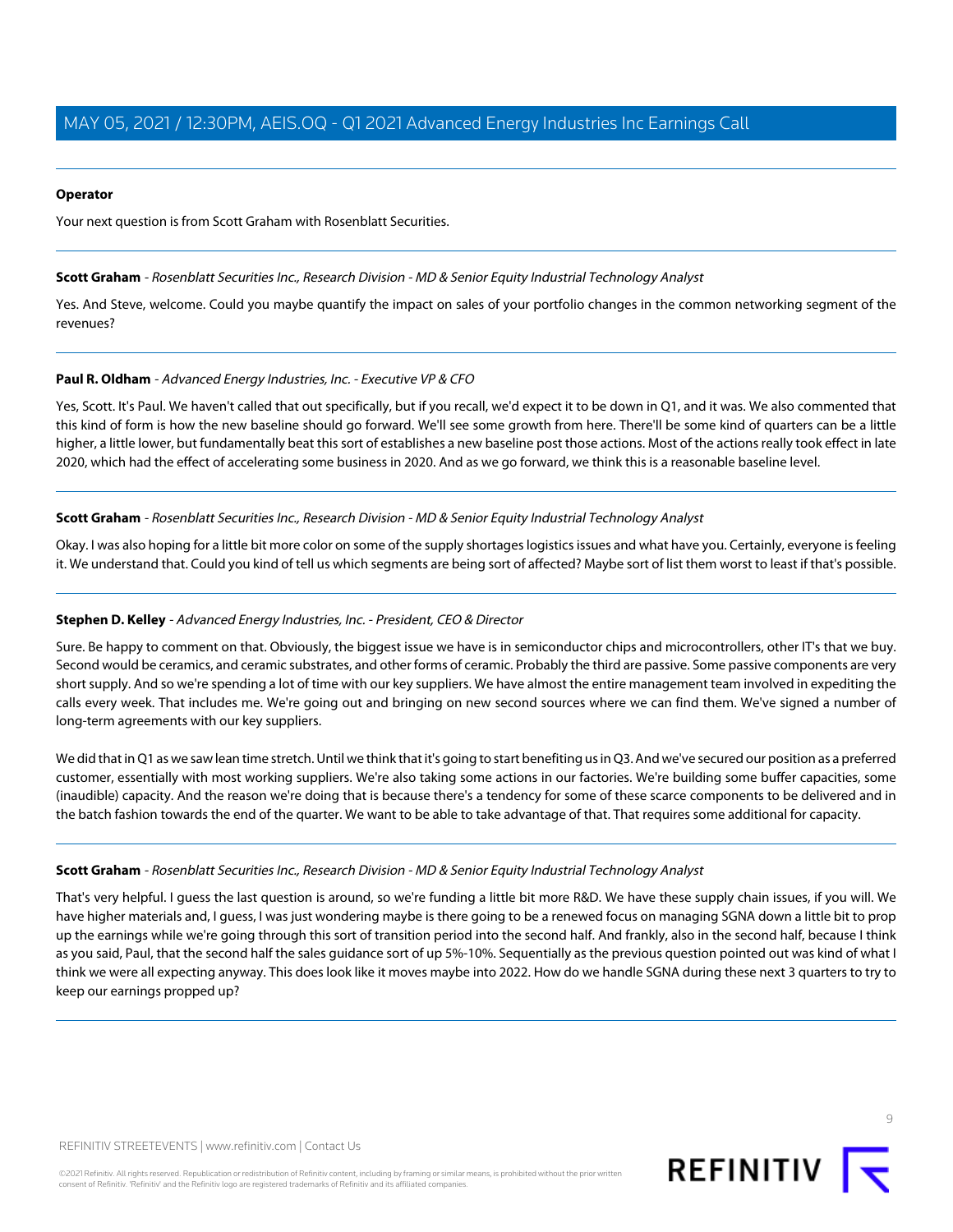**Operator**

Your next question is from Scott Graham with Rosenblatt Securities.

---

**Scott Graham** - *Rosenblatt Securities Inc., Research Division - MD & Senior Equity Industrial Technology Analyst*

Yes. And Steve, welcome. Could you maybe quantify the impact on sales of your portfolio changes in the common networking segment of the revenues?

---

**Paul R. Oldham** - *Advanced Energy Industries, Inc. - Executive VP & CFO*

Yes, Scott. It's Paul. We haven't called that out specifically, but if you recall, we'd expect it to be down in Q1, and it was. We also commented that this kind of form is how the new baseline should go forward. We'll see some growth from here. There'll be some kind of quarters can be a little higher, a little lower, but fundamentally beat this sort of establishes a new baseline post those actions. Most of the actions really took effect in late 2020, which had the effect of accelerating some business in 2020. And as we go forward, we think this is a reasonable baseline level.

---

**Scott Graham** - *Rosenblatt Securities Inc., Research Division - MD & Senior Equity Industrial Technology Analyst*

Okay. I was also hoping for a little bit more color on some of the supply shortages logistics issues and what have you. Certainly, everyone is feeling it. We understand that. Could you kind of tell us which segments are being sort of affected? Maybe sort of list them worst to least if that's possible.

---

**Stephen D. Kelley** - *Advanced Energy Industries, Inc. - President, CEO & Director*

Sure. Be happy to comment on that. Obviously, the biggest issue we have is in semiconductor chips and microcontrollers, other IT's that we buy. Second would be ceramics, and ceramic substrates, and other forms of ceramic. Probably the third are passive. Some passive components are very short supply. And so we're spending a lot of time with our key suppliers. We have almost the entire management team involved in expediting the calls every week. That includes me. We're going out and bringing on new second sources where we can find them. We've signed a number of long-term agreements with our key suppliers.

We did that in Q1 as we saw lean time stretch. Until we think that it's going to start benefiting us in Q3. And we've secured our position as a preferred customer, essentially with most working suppliers. We're also taking some actions in our factories. We're building some buffer capacities, some (inaudible) capacity. And the reason we're doing that is because there's a tendency for some of these scarce components to be delivered and in the batch fashion towards the end of the quarter. We want to be able to take advantage of that. That requires some additional for capacity.

---

**Scott Graham** - *Rosenblatt Securities Inc., Research Division - MD & Senior Equity Industrial Technology Analyst*

That's very helpful. I guess the last question is around, so we're funding a little bit more R&D. We have these supply chain issues, if you will. We have higher materials and, I guess, I was just wondering maybe is there going to be a renewed focus on managing SGNA down a little bit to prop up the earnings while we're going through this sort of transition period into the second half. And frankly, also in the second half, because I think as you said, Paul, that the second half the sales guidance sort of up 5%-10%. Sequentially as the previous question pointed out was kind of what I think we were all expecting anyway. This does look like it moves maybe into 2022. How do we handle SGNA during these next 3 quarters to try to keep our earnings propped up?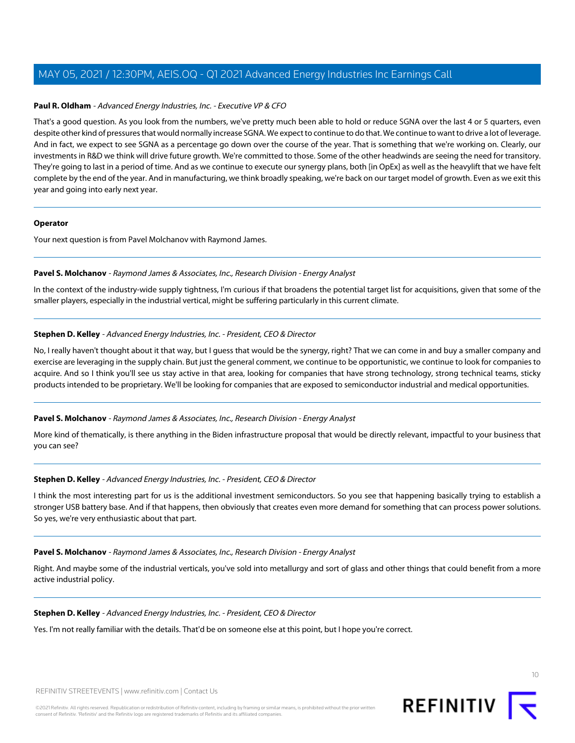**Paul R. Oldham** - *Advanced Energy Industries, Inc. - Executive VP & CFO*

That's a good question. As you look from the numbers, we've pretty much been able to hold or reduce SGNA over the last 4 or 5 quarters, even despite other kind of pressures that would normally increase SGNA. We expect to continue to do that. We continue to want to drive a lot of leverage. And in fact, we expect to see SGNA as a percentage go down over the course of the year. That is something that we're working on. Clearly, our investments in R&D we think will drive future growth. We're committed to those. Some of the other headwinds are seeing the need for transitory. They're going to last in a period of time. And as we continue to execute our synergy plans, both [in OpEx] as well as the heavylift that we have felt complete by the end of the year. And in manufacturing, we think broadly speaking, we're back on our target model of growth. Even as we exit this year and going into early next year.

---

**Operator**

Your next question is from Pavel Molchanov with Raymond James.

---

**Pavel S. Molchanov** - *Raymond James & Associates, Inc., Research Division - Energy Analyst*

In the context of the industry-wide supply tightness, I'm curious if that broadens the potential target list for acquisitions, given that some of the smaller players, especially in the industrial vertical, might be suffering particularly in this current climate.

---

**Stephen D. Kelley** - *Advanced Energy Industries, Inc. - President, CEO & Director*

No, I really haven't thought about it that way, but I guess that would be the synergy, right? That we can come in and buy a smaller company and exercise are leveraging in the supply chain. But just the general comment, we continue to be opportunistic, we continue to look for companies to acquire. And so I think you'll see us stay active in that area, looking for companies that have strong technology, strong technical teams, sticky products intended to be proprietary. We'll be looking for companies that are exposed to semiconductor industrial and medical opportunities.

---

**Pavel S. Molchanov** - *Raymond James & Associates, Inc., Research Division - Energy Analyst*

More kind of thematically, is there anything in the Biden infrastructure proposal that would be directly relevant, impactful to your business that you can see?

---

**Stephen D. Kelley** - *Advanced Energy Industries, Inc. - President, CEO & Director*

I think the most interesting part for us is the additional investment semiconductors. So you see that happening basically trying to establish a stronger USB battery base. And if that happens, then obviously that creates even more demand for something that can process power solutions. So yes, we're very enthusiastic about that part.

---

**Pavel S. Molchanov** - *Raymond James & Associates, Inc., Research Division - Energy Analyst*

Right. And maybe some of the industrial verticals, you've sold into metallurgy and sort of glass and other things that could benefit from a more active industrial policy.

---

**Stephen D. Kelley** - *Advanced Energy Industries, Inc. - President, CEO & Director*

Yes. I'm not really familiar with the details. That'd be on someone else at this point, but I hope you're correct.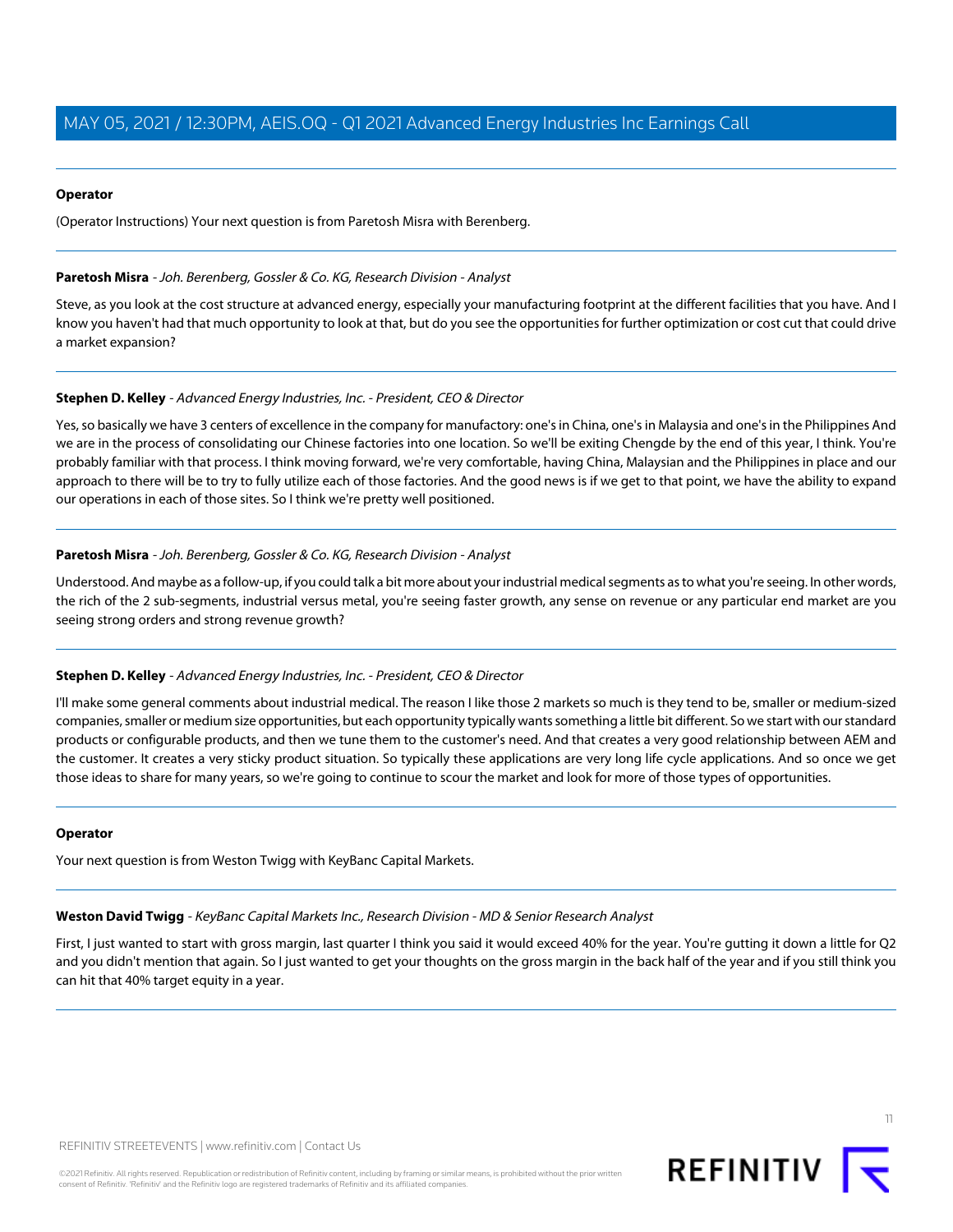**Operator**

(Operator Instructions) Your next question is from Paretosh Misra with Berenberg.

---

**Paretosh Misra** - *Joh. Berenberg, Gossler & Co. KG, Research Division - Analyst*

Steve, as you look at the cost structure at advanced energy, especially your manufacturing footprint at the different facilities that you have. And I know you haven't had that much opportunity to look at that, but do you see the opportunities for further optimization or cost cut that could drive a market expansion?

---

**Stephen D. Kelley** - *Advanced Energy Industries, Inc. - President, CEO & Director*

Yes, so basically we have 3 centers of excellence in the company for manufactory: one's in China, one's in Malaysia and one's in the Philippines And we are in the process of consolidating our Chinese factories into one location. So we'll be exiting Chengde by the end of this year, I think. You're probably familiar with that process. I think moving forward, we're very comfortable, having China, Malaysian and the Philippines in place and our approach to there will be to try to fully utilize each of those factories. And the good news is if we get to that point, we have the ability to expand our operations in each of those sites. So I think we're pretty well positioned.

---

**Paretosh Misra** - *Joh. Berenberg, Gossler & Co. KG, Research Division - Analyst*

Understood. And maybe as a follow-up, if you could talk a bit more about your industrial medical segments as to what you're seeing. In other words, the rich of the 2 sub-segments, industrial versus metal, you're seeing faster growth, any sense on revenue or any particular end market are you seeing strong orders and strong revenue growth?

---

**Stephen D. Kelley** - *Advanced Energy Industries, Inc. - President, CEO & Director*

I'll make some general comments about industrial medical. The reason I like those 2 markets so much is they tend to be, smaller or medium-sized companies, smaller or medium size opportunities, but each opportunity typically wants something a little bit different. So we start with our standard products or configurable products, and then we tune them to the customer's need. And that creates a very good relationship between AEM and the customer. It creates a very sticky product situation. So typically these applications are very long life cycle applications. And so once we get those ideas to share for many years, so we're going to continue to scour the market and look for more of those types of opportunities.

---

**Operator**

Your next question is from Weston Twigg with KeyBanc Capital Markets.

---

**Weston David Twigg** - *KeyBanc Capital Markets Inc., Research Division - MD & Senior Research Analyst*

First, I just wanted to start with gross margin, last quarter I think you said it would exceed 40% for the year. You're gutting it down a little for Q2 and you didn't mention that again. So I just wanted to get your thoughts on the gross margin in the back half of the year and if you still think you can hit that 40% target equity in a year.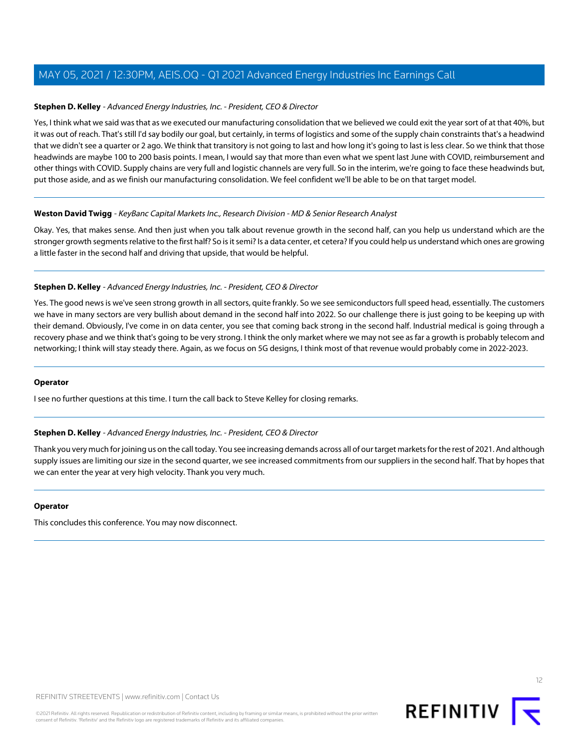**Stephen D. Kelley** - *Advanced Energy Industries, Inc. - President, CEO & Director*

Yes, I think what we said was that as we executed our manufacturing consolidation that we believed we could exit the year sort of at that 40%, but it was out of reach. That's still I'd say bodily our goal, but certainly, in terms of logistics and some of the supply chain constraints that's a headwind that we didn't see a quarter or 2 ago. We think that transitory is not going to last and how long it's going to last is less clear. So we think that those headwinds are maybe 100 to 200 basis points. I mean, I would say that more than even what we spent last June with COVID, reimbursement and other things with COVID. Supply chains are very full and logistic channels are very full. So in the interim, we're going to face these headwinds but, put those aside, and as we finish our manufacturing consolidation. We feel confident we'll be able to be on that target model.

---

**Weston David Twigg** - *KeyBanc Capital Markets Inc., Research Division - MD & Senior Research Analyst*

Okay. Yes, that makes sense. And then just when you talk about revenue growth in the second half, can you help us understand which are the stronger growth segments relative to the first half? So is it semi? Is a data center, et cetera? If you could help us understand which ones are growing a little faster in the second half and driving that upside, that would be helpful.

---

**Stephen D. Kelley** - *Advanced Energy Industries, Inc. - President, CEO & Director*

Yes. The good news is we've seen strong growth in all sectors, quite frankly. So we see semiconductors full speed head, essentially. The customers we have in many sectors are very bullish about demand in the second half into 2022. So our challenge there is just going to be keeping up with their demand. Obviously, I've come in on data center, you see that coming back strong in the second half. Industrial medical is going through a recovery phase and we think that's going to be very strong. I think the only market where we may not see as far a growth is probably telecom and networking; I think will stay steady there. Again, as we focus on 5G designs, I think most of that revenue would probably come in 2022-2023.

---

**Operator**

I see no further questions at this time. I turn the call back to Steve Kelley for closing remarks.

---

**Stephen D. Kelley** - *Advanced Energy Industries, Inc. - President, CEO & Director*

Thank you very much for joining us on the call today. You see increasing demands across all of our target markets for the rest of 2021. And although supply issues are limiting our size in the second quarter, we see increased commitments from our suppliers in the second half. That by hopes that we can enter the year at very high velocity. Thank you very much.

---

**Operator**

This concludes this conference. You may now disconnect.

---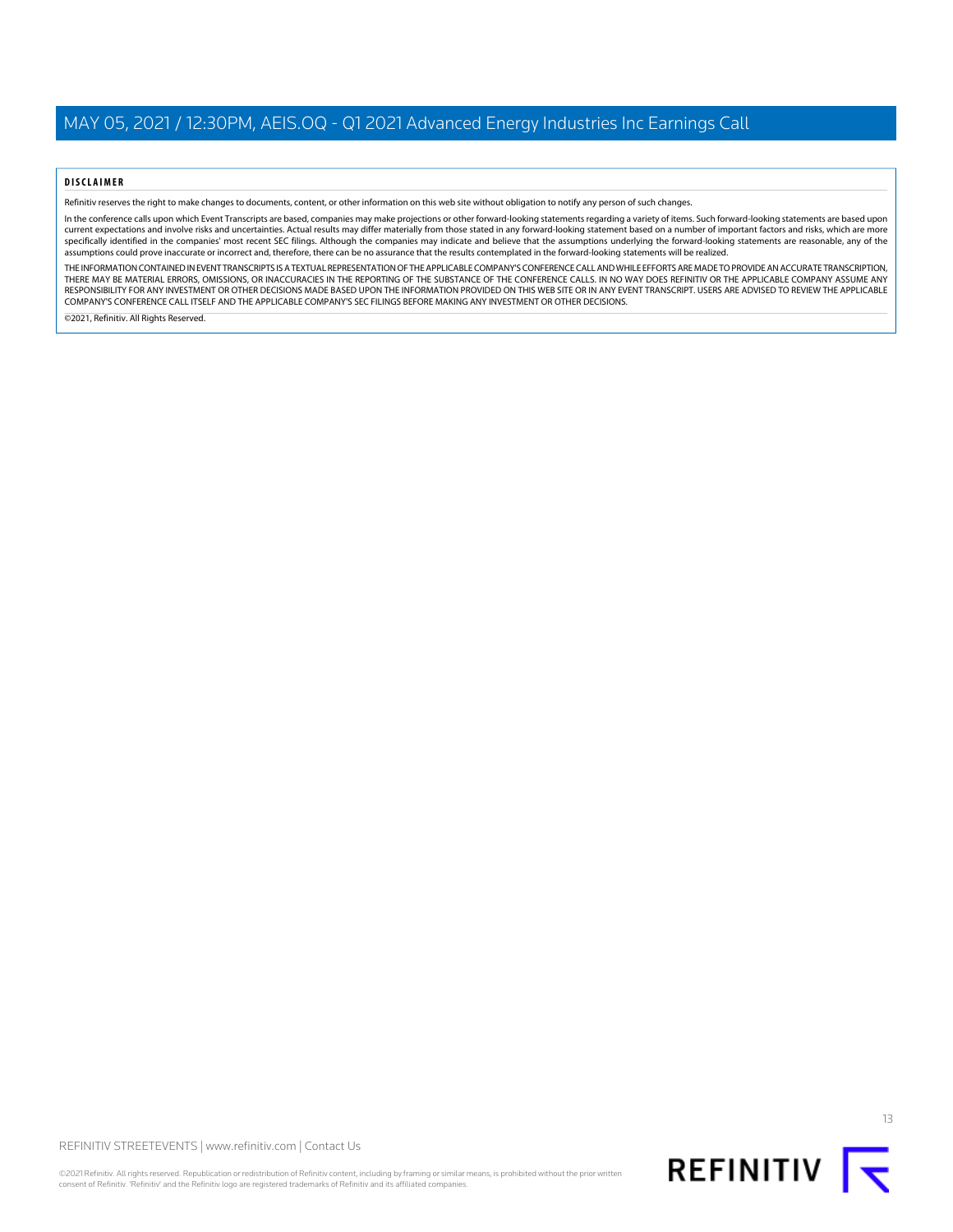## DISCLAIMER

Refinitiv reserves the right to make changes to documents, content, or other information on this web site without obligation to notify any person of such changes.

In the conference calls upon which Event Transcripts are based, companies may make projections or other forward-looking statements regarding a variety of items. Such forward-looking statements are based upon current expectations and involve risks and uncertainties. Actual results may differ materially from those stated in any forward-looking statement based on a number of important factors and risks, which are more specifically identified in the companies' most recent SEC filings. Although the companies may indicate and believe that the assumptions underlying the forward-looking statements are reasonable, any of the assumptions could prove inaccurate or incorrect and, therefore, there can be no assurance that the results contemplated in the forward-looking statements will be realized.

THE INFORMATION CONTAINED IN EVENT TRANSCRIPTS IS A TEXTUAL REPRESENTATION OF THE APPLICABLE COMPANY'S CONFERENCE CALL AND WHILE EFFORTS ARE MADE TO PROVIDE AN ACCURATE TRANSCRIPTION, THERE MAY BE MATERIAL ERRORS, OMISSIONS, OR INACCURACIES IN THE REPORTING OF THE SUBSTANCE OF THE CONFERENCE CALLS. IN NO WAY DOES REFINITIV OR THE APPLICABLE COMPANY ASSUME ANY RESPONSIBILITY FOR ANY INVESTMENT OR OTHER DECISIONS MADE BASED UPON THE INFORMATION PROVIDED ON THIS WEB SITE OR IN ANY EVENT TRANSCRIPT. USERS ARE ADVISED TO REVIEW THE APPLICABLE COMPANY'S CONFERENCE CALL ITSELF AND THE APPLICABLE COMPANY'S SEC FILINGS BEFORE MAKING ANY INVESTMENT OR OTHER DECISIONS.

©2021, Refinitiv. All Rights Reserved.